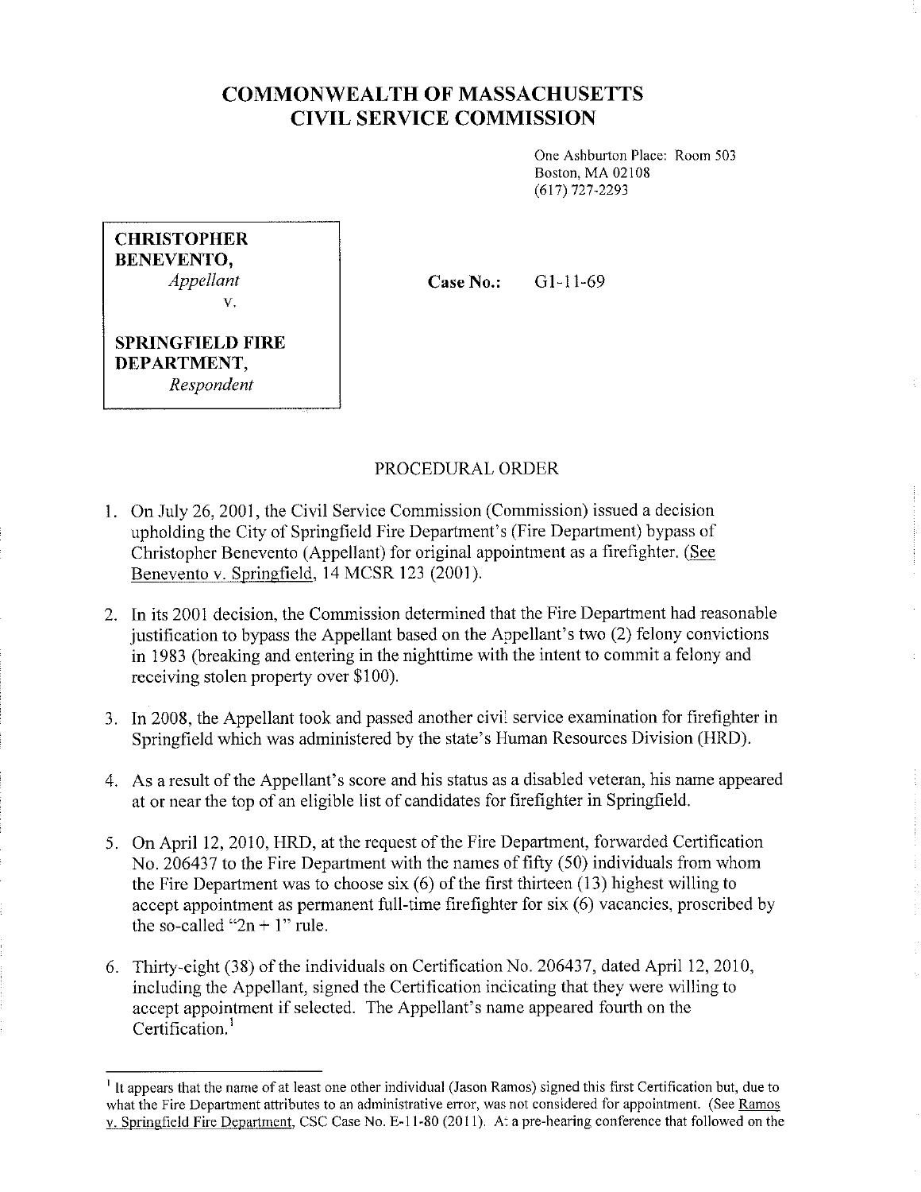# COMMONWEALTH OF MASSACHUSETTS CIVIL SERVICE COMMISSION

One Ashburton Place: Room 503
Boston, MA 02108
(617) 727-2293

**CHRISTOPHER BENEVENTO,**
*Appellant*
v.

**SPRINGFIELD FIRE DEPARTMENT,**
*Respondent*

**Case No.:** G1-11-69

## PROCEDURAL ORDER

1. On July 26, 2001, the Civil Service Commission (Commission) issued a decision upholding the City of Springfield Fire Department's (Fire Department) bypass of Christopher Benevento (Appellant) for original appointment as a firefighter. (See Benevento v. Springfield, 14 MCSR 123 (2001).

2. In its 2001 decision, the Commission determined that the Fire Department had reasonable justification to bypass the Appellant based on the Appellant's two (2) felony convictions in 1983 (breaking and entering in the nighttime with the intent to commit a felony and receiving stolen property over $100).

3. In 2008, the Appellant took and passed another civil service examination for firefighter in Springfield which was administered by the state's Human Resources Division (HRD).

4. As a result of the Appellant's score and his status as a disabled veteran, his name appeared at or near the top of an eligible list of candidates for firefighter in Springfield.

5. On April 12, 2010, HRD, at the request of the Fire Department, forwarded Certification No. 206437 to the Fire Department with the names of fifty (50) individuals from whom the Fire Department was to choose six (6) of the first thirteen (13) highest willing to accept appointment as permanent full-time firefighter for six (6) vacancies, proscribed by the so-called "2n + 1" rule.

6. Thirty-eight (38) of the individuals on Certification No. 206437, dated April 12, 2010, including the Appellant, signed the Certification indicating that they were willing to accept appointment if selected. The Appellant's name appeared fourth on the Certification.[1]

---

[1] It appears that the name of at least one other individual (Jason Ramos) signed this first Certification but, due to what the Fire Department attributes to an administrative error, was not considered for appointment. (See Ramos v. Springfield Fire Department, CSC Case No. E-11-80 (2011). At a pre-hearing conference that followed on the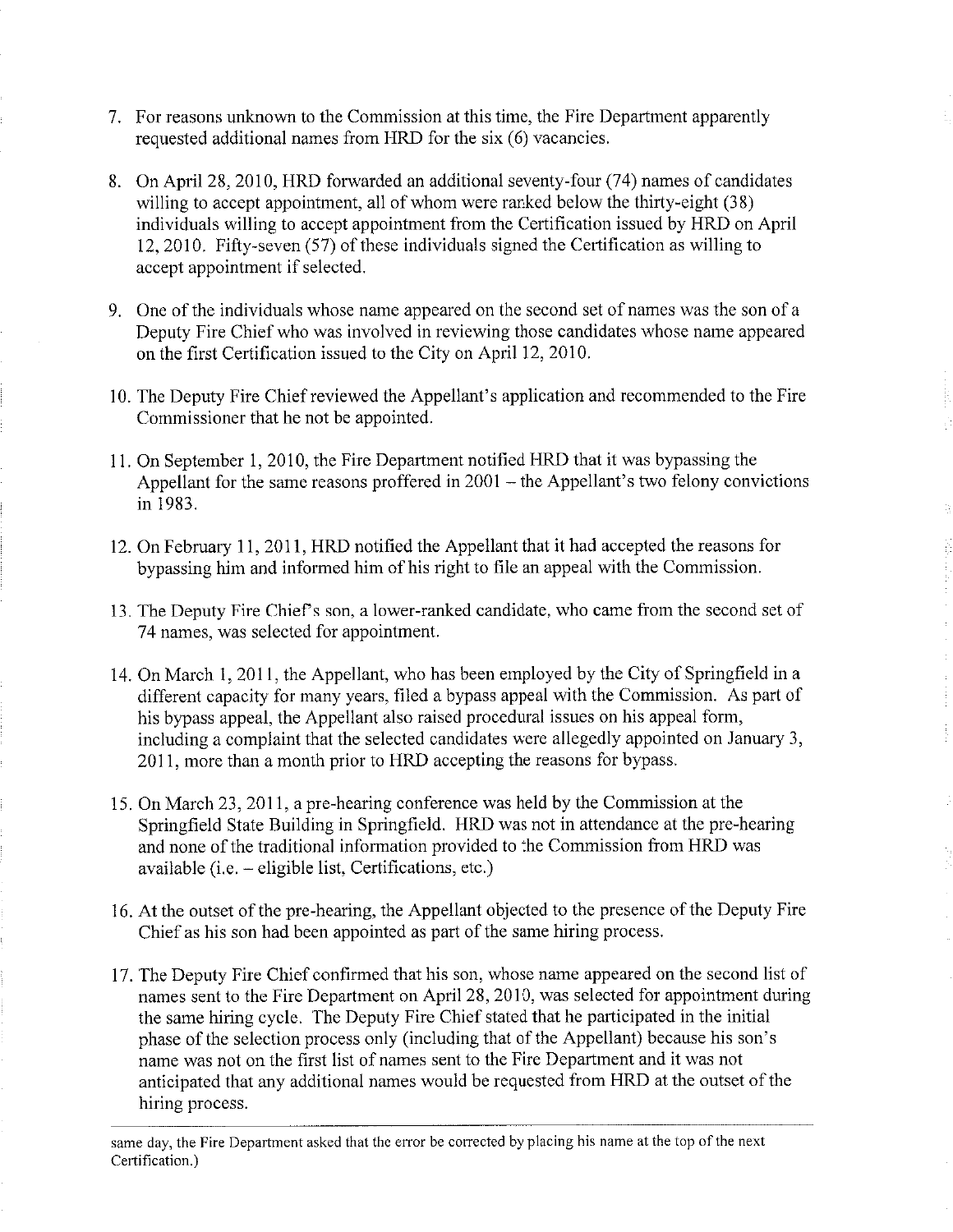7. For reasons unknown to the Commission at this time, the Fire Department apparently requested additional names from HRD for the six (6) vacancies.

8. On April 28, 2010, HRD forwarded an additional seventy-four (74) names of candidates willing to accept appointment, all of whom were ranked below the thirty-eight (38) individuals willing to accept appointment from the Certification issued by HRD on April 12, 2010. Fifty-seven (57) of these individuals signed the Certification as willing to accept appointment if selected.

9. One of the individuals whose name appeared on the second set of names was the son of a Deputy Fire Chief who was involved in reviewing those candidates whose name appeared on the first Certification issued to the City on April 12, 2010.

10. The Deputy Fire Chief reviewed the Appellant's application and recommended to the Fire Commissioner that he not be appointed.

11. On September 1, 2010, the Fire Department notified HRD that it was bypassing the Appellant for the same reasons proffered in 2001 – the Appellant's two felony convictions in 1983.

12. On February 11, 2011, HRD notified the Appellant that it had accepted the reasons for bypassing him and informed him of his right to file an appeal with the Commission.

13. The Deputy Fire Chief's son, a lower-ranked candidate, who came from the second set of 74 names, was selected for appointment.

14. On March 1, 2011, the Appellant, who has been employed by the City of Springfield in a different capacity for many years, filed a bypass appeal with the Commission. As part of his bypass appeal, the Appellant also raised procedural issues on his appeal form, including a complaint that the selected candidates were allegedly appointed on January 3, 2011, more than a month prior to HRD accepting the reasons for bypass.

15. On March 23, 2011, a pre-hearing conference was held by the Commission at the Springfield State Building in Springfield. HRD was not in attendance at the pre-hearing and none of the traditional information provided to the Commission from HRD was available (i.e. – eligible list, Certifications, etc.)

16. At the outset of the pre-hearing, the Appellant objected to the presence of the Deputy Fire Chief as his son had been appointed as part of the same hiring process.

17. The Deputy Fire Chief confirmed that his son, whose name appeared on the second list of names sent to the Fire Department on April 28, 2010, was selected for appointment during the same hiring cycle. The Deputy Fire Chief stated that he participated in the initial phase of the selection process only (including that of the Appellant) because his son's name was not on the first list of names sent to the Fire Department and it was not anticipated that any additional names would be requested from HRD at the outset of the hiring process.

---

same day, the Fire Department asked that the error be corrected by placing his name at the top of the next Certification.)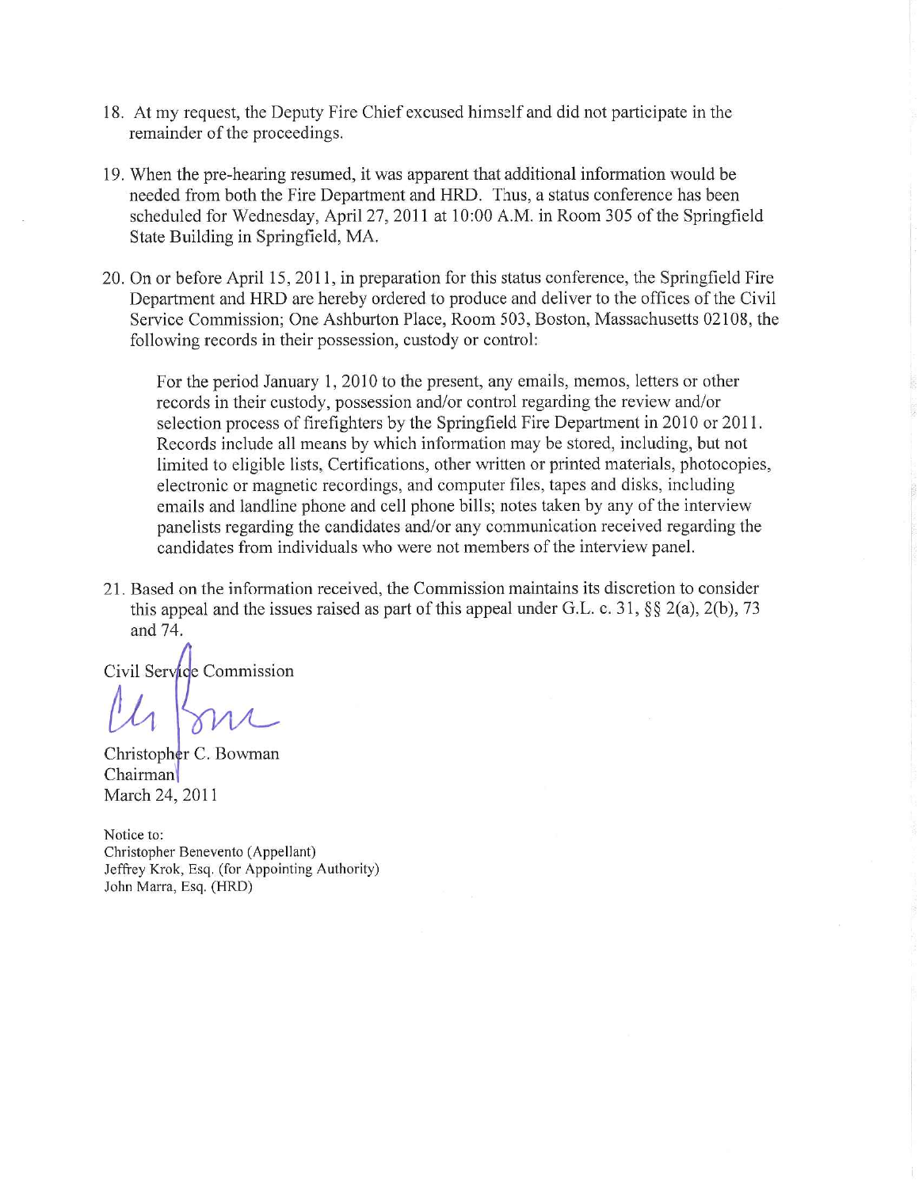18. At my request, the Deputy Fire Chief excused himself and did not participate in the remainder of the proceedings.

19. When the pre-hearing resumed, it was apparent that additional information would be needed from both the Fire Department and HRD. Thus, a status conference has been scheduled for Wednesday, April 27, 2011 at 10:00 A.M. in Room 305 of the Springfield State Building in Springfield, MA.

20. On or before April 15, 2011, in preparation for this status conference, the Springfield Fire Department and HRD are hereby ordered to produce and deliver to the offices of the Civil Service Commission; One Ashburton Place, Room 503, Boston, Massachusetts 02108, the following records in their possession, custody or control:

    For the period January 1, 2010 to the present, any emails, memos, letters or other records in their custody, possession and/or control regarding the review and/or selection process of firefighters by the Springfield Fire Department in 2010 or 2011. Records include all means by which information may be stored, including, but not limited to eligible lists, Certifications, other written or printed materials, photocopies, electronic or magnetic recordings, and computer files, tapes and disks, including emails and landline phone and cell phone bills; notes taken by any of the interview panelists regarding the candidates and/or any communication received regarding the candidates from individuals who were not members of the interview panel.

21. Based on the information received, the Commission maintains its discretion to consider this appeal and the issues raised as part of this appeal under G.L. c. 31, §§ 2(a), 2(b), 73 and 74.

Civil Service Commission

Christopher C. Bowman
Chairman
March 24, 2011

Notice to:
Christopher Benevento (Appellant)
Jeffrey Krok, Esq. (for Appointing Authority)
John Marra, Esq. (HRD)